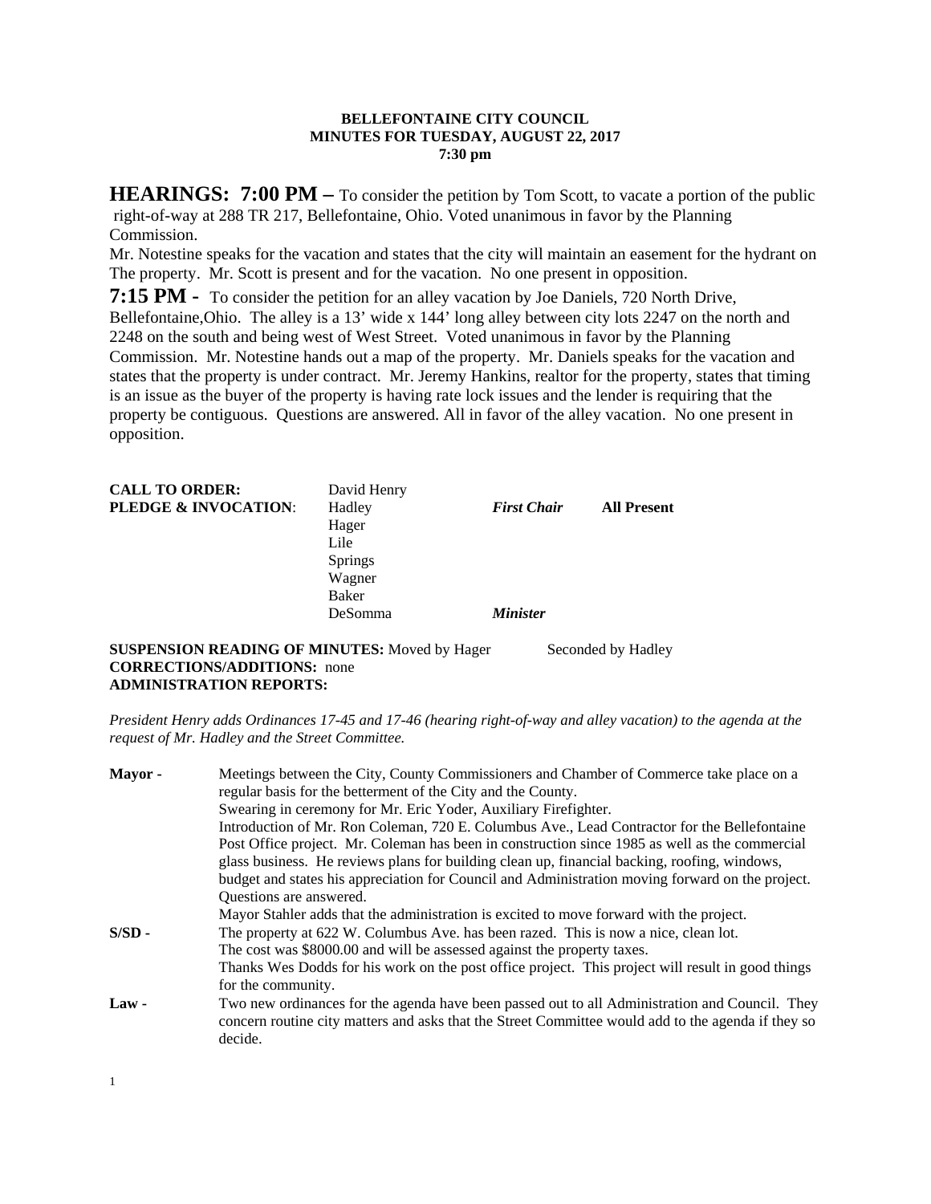**BELLEFONTAINE CITY COUNCIL**
**MINUTES FOR TUESDAY, AUGUST 22, 2017**
**7:30 pm**

**HEARINGS: 7:00 PM –** To consider the petition by Tom Scott, to vacate a portion of the public right-of-way at 288 TR 217, Bellefontaine, Ohio. Voted unanimous in favor by the Planning Commission.
Mr. Notestine speaks for the vacation and states that the city will maintain an easement for the hydrant on The property. Mr. Scott is present and for the vacation. No one present in opposition.

**7:15 PM -** To consider the petition for an alley vacation by Joe Daniels, 720 North Drive, Bellefontaine,Ohio. The alley is a 13' wide x 144' long alley between city lots 2247 on the north and 2248 on the south and being west of West Street. Voted unanimous in favor by the Planning Commission. Mr. Notestine hands out a map of the property. Mr. Daniels speaks for the vacation and states that the property is under contract. Mr. Jeremy Hankins, realtor for the property, states that timing is an issue as the buyer of the property is having rate lock issues and the lender is requiring that the property be contiguous. Questions are answered. All in favor of the alley vacation. No one present in opposition.

| | | | |
|---|---|---|---|
| **CALL TO ORDER:** | David Henry | | |
| **PLEDGE & INVOCATION:** | Hadley | ***First Chair*** | **All Present** |
| | Hager | | |
| | Lile | | |
| | Springs | | |
| | Wagner | | |
| | Baker | | |
| | DeSomma | ***Minister*** | |

**SUSPENSION READING OF MINUTES:** Moved by Hager Seconded by Hadley
**CORRECTIONS/ADDITIONS:** none
**ADMINISTRATION REPORTS:**

*President Henry adds Ordinances 17-45 and 17-46 (hearing right-of-way and alley vacation) to the agenda at the request of Mr. Hadley and the Street Committee.*

**Mayor -** Meetings between the City, County Commissioners and Chamber of Commerce take place on a regular basis for the betterment of the City and the County.
Swearing in ceremony for Mr. Eric Yoder, Auxiliary Firefighter.
Introduction of Mr. Ron Coleman, 720 E. Columbus Ave., Lead Contractor for the Bellefontaine Post Office project. Mr. Coleman has been in construction since 1985 as well as the commercial glass business. He reviews plans for building clean up, financial backing, roofing, windows, budget and states his appreciation for Council and Administration moving forward on the project. Questions are answered.
Mayor Stahler adds that the administration is excited to move forward with the project.

**S/SD -** The property at 622 W. Columbus Ave. has been razed. This is now a nice, clean lot.
The cost was $8000.00 and will be assessed against the property taxes.
Thanks Wes Dodds for his work on the post office project. This project will result in good things for the community.

**Law -** Two new ordinances for the agenda have been passed out to all Administration and Council. They concern routine city matters and asks that the Street Committee would add to the agenda if they so decide.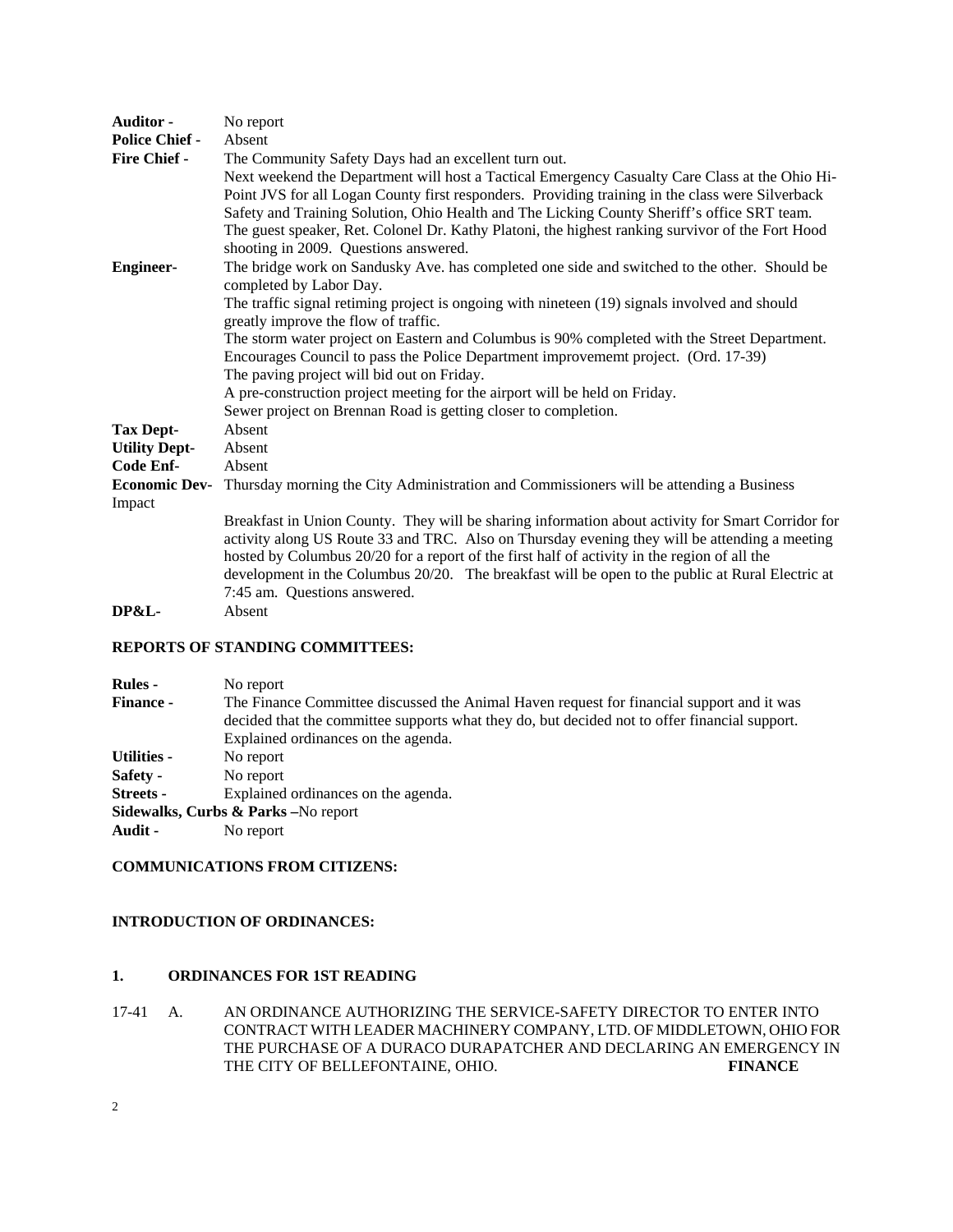**Auditor -** No report

**Police Chief -** Absent

**Fire Chief -** The Community Safety Days had an excellent turn out.
Next weekend the Department will host a Tactical Emergency Casualty Care Class at the Ohio Hi-Point JVS for all Logan County first responders. Providing training in the class were Silverback Safety and Training Solution, Ohio Health and The Licking County Sheriff's office SRT team. The guest speaker, Ret. Colonel Dr. Kathy Platoni, the highest ranking survivor of the Fort Hood shooting in 2009. Questions answered.

**Engineer-** The bridge work on Sandusky Ave. has completed one side and switched to the other. Should be completed by Labor Day.
The traffic signal retiming project is ongoing with nineteen (19) signals involved and should greatly improve the flow of traffic.
The storm water project on Eastern and Columbus is 90% completed with the Street Department.
Encourages Council to pass the Police Department improvememt project. (Ord. 17-39)
The paving project will bid out on Friday.
A pre-construction project meeting for the airport will be held on Friday.
Sewer project on Brennan Road is getting closer to completion.

**Tax Dept-** Absent

**Utility Dept-** Absent

**Code Enf-** Absent

**Economic Dev-** Impact Thursday morning the City Administration and Commissioners will be attending a Business Breakfast in Union County. They will be sharing information about activity for Smart Corridor for activity along US Route 33 and TRC. Also on Thursday evening they will be attending a meeting hosted by Columbus 20/20 for a report of the first half of activity in the region of all the development in the Columbus 20/20. The breakfast will be open to the public at Rural Electric at 7:45 am. Questions answered.

**DP&L-** Absent

**REPORTS OF STANDING COMMITTEES:**

**Rules -** No report

**Finance -** The Finance Committee discussed the Animal Haven request for financial support and it was decided that the committee supports what they do, but decided not to offer financial support. Explained ordinances on the agenda.

**Utilities -** No report

**Safety -** No report

**Streets -** Explained ordinances on the agenda.

**Sidewalks, Curbs & Parks –**No report

**Audit -** No report

**COMMUNICATIONS FROM CITIZENS:**

**INTRODUCTION OF ORDINANCES:**

**1. ORDINANCES FOR 1ST READING**

17-41 A. AN ORDINANCE AUTHORIZING THE SERVICE-SAFETY DIRECTOR TO ENTER INTO CONTRACT WITH LEADER MACHINERY COMPANY, LTD. OF MIDDLETOWN, OHIO FOR THE PURCHASE OF A DURACO DURAPATCHER AND DECLARING AN EMERGENCY IN THE CITY OF BELLEFONTAINE, OHIO. **FINANCE**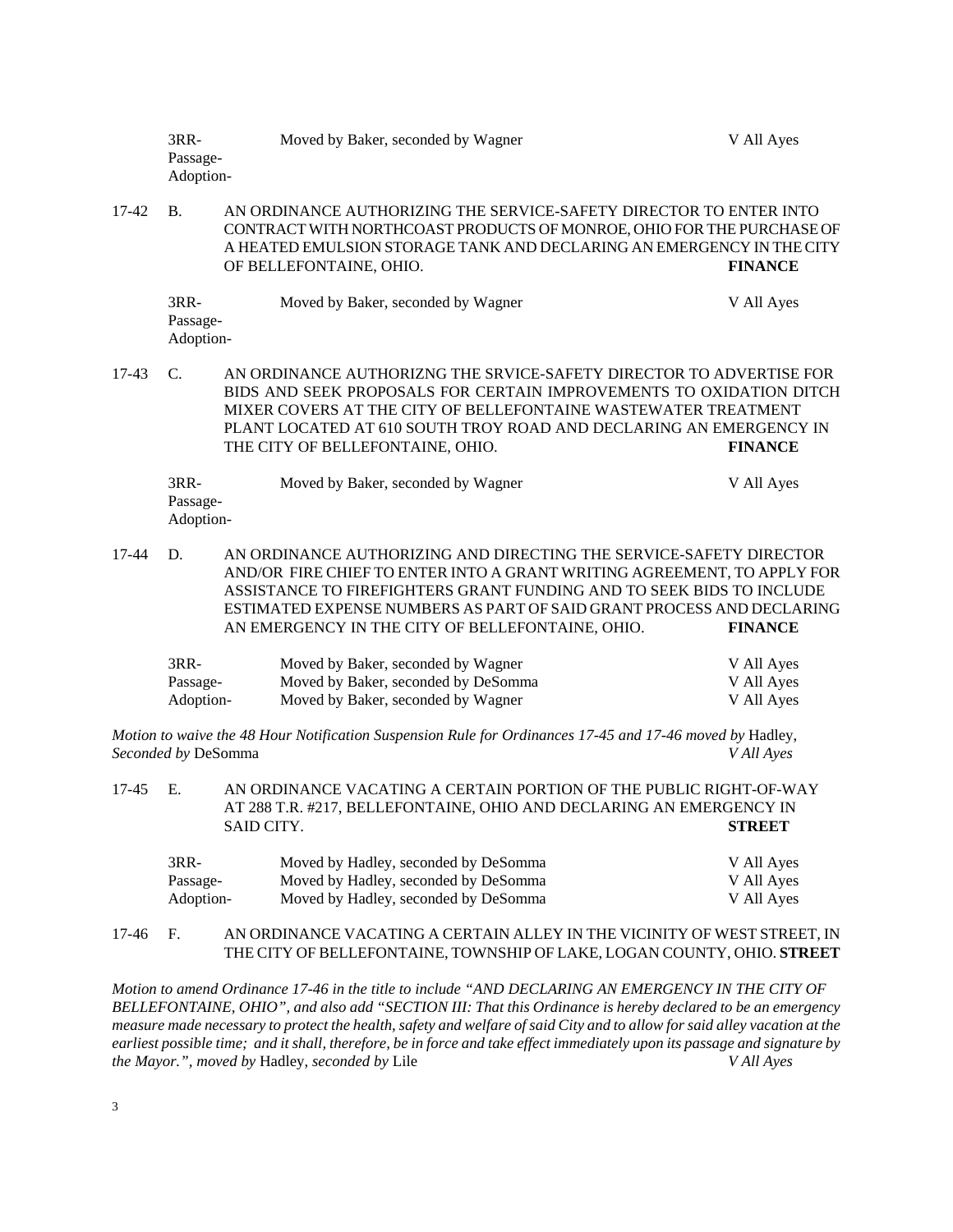| | |
|---|---|---|
| 3RR-<br>Passage-<br>Adoption- | Moved by Baker, seconded by Wagner | V All Ayes |

17-42 B. AN ORDINANCE AUTHORIZING THE SERVICE-SAFETY DIRECTOR TO ENTER INTO CONTRACT WITH NORTHCOAST PRODUCTS OF MONROE, OHIO FOR THE PURCHASE OF A HEATED EMULSION STORAGE TANK AND DECLARING AN EMERGENCY IN THE CITY OF BELLEFONTAINE, OHIO. **FINANCE**

| | |
|---|---|---|
| 3RR-<br>Passage-<br>Adoption- | Moved by Baker, seconded by Wagner | V All Ayes |

17-43 C. AN ORDINANCE AUTHORIZNG THE SRVICE-SAFETY DIRECTOR TO ADVERTISE FOR BIDS AND SEEK PROPOSALS FOR CERTAIN IMPROVEMENTS TO OXIDATION DITCH MIXER COVERS AT THE CITY OF BELLEFONTAINE WASTEWATER TREATMENT PLANT LOCATED AT 610 SOUTH TROY ROAD AND DECLARING AN EMERGENCY IN THE CITY OF BELLEFONTAINE, OHIO. **FINANCE**

| | |
|---|---|---|
| 3RR-<br>Passage-<br>Adoption- | Moved by Baker, seconded by Wagner | V All Ayes |

17-44 D. AN ORDINANCE AUTHORIZING AND DIRECTING THE SERVICE-SAFETY DIRECTOR AND/OR FIRE CHIEF TO ENTER INTO A GRANT WRITING AGREEMENT, TO APPLY FOR ASSISTANCE TO FIREFIGHTERS GRANT FUNDING AND TO SEEK BIDS TO INCLUDE ESTIMATED EXPENSE NUMBERS AS PART OF SAID GRANT PROCESS AND DECLARING AN EMERGENCY IN THE CITY OF BELLEFONTAINE, OHIO. **FINANCE**

| | | |
|---|---|---|
| 3RR- | Moved by Baker, seconded by Wagner | V All Ayes |
| Passage- | Moved by Baker, seconded by DeSomma | V All Ayes |
| Adoption- | Moved by Baker, seconded by Wagner | V All Ayes |

*Motion to waive the 48 Hour Notification Suspension Rule for Ordinances 17-45 and 17-46 moved by* Hadley, *Seconded by* DeSomma *V All Ayes*

17-45 E. AN ORDINANCE VACATING A CERTAIN PORTION OF THE PUBLIC RIGHT-OF-WAY AT 288 T.R. #217, BELLEFONTAINE, OHIO AND DECLARING AN EMERGENCY IN SAID CITY. **STREET**

| | | |
|---|---|---|
| 3RR- | Moved by Hadley, seconded by DeSomma | V All Ayes |
| Passage- | Moved by Hadley, seconded by DeSomma | V All Ayes |
| Adoption- | Moved by Hadley, seconded by DeSomma | V All Ayes |

17-46 F. AN ORDINANCE VACATING A CERTAIN ALLEY IN THE VICINITY OF WEST STREET, IN THE CITY OF BELLEFONTAINE, TOWNSHIP OF LAKE, LOGAN COUNTY, OHIO. **STREET**

*Motion to amend Ordinance 17-46 in the title to include "AND DECLARING AN EMERGENCY IN THE CITY OF BELLEFONTAINE, OHIO", and also add "SECTION III: That this Ordinance is hereby declared to be an emergency measure made necessary to protect the health, safety and welfare of said City and to allow for said alley vacation at the earliest possible time; and it shall, therefore, be in force and take effect immediately upon its passage and signature by the Mayor.", moved by* Hadley, *seconded by* Lile *V All Ayes*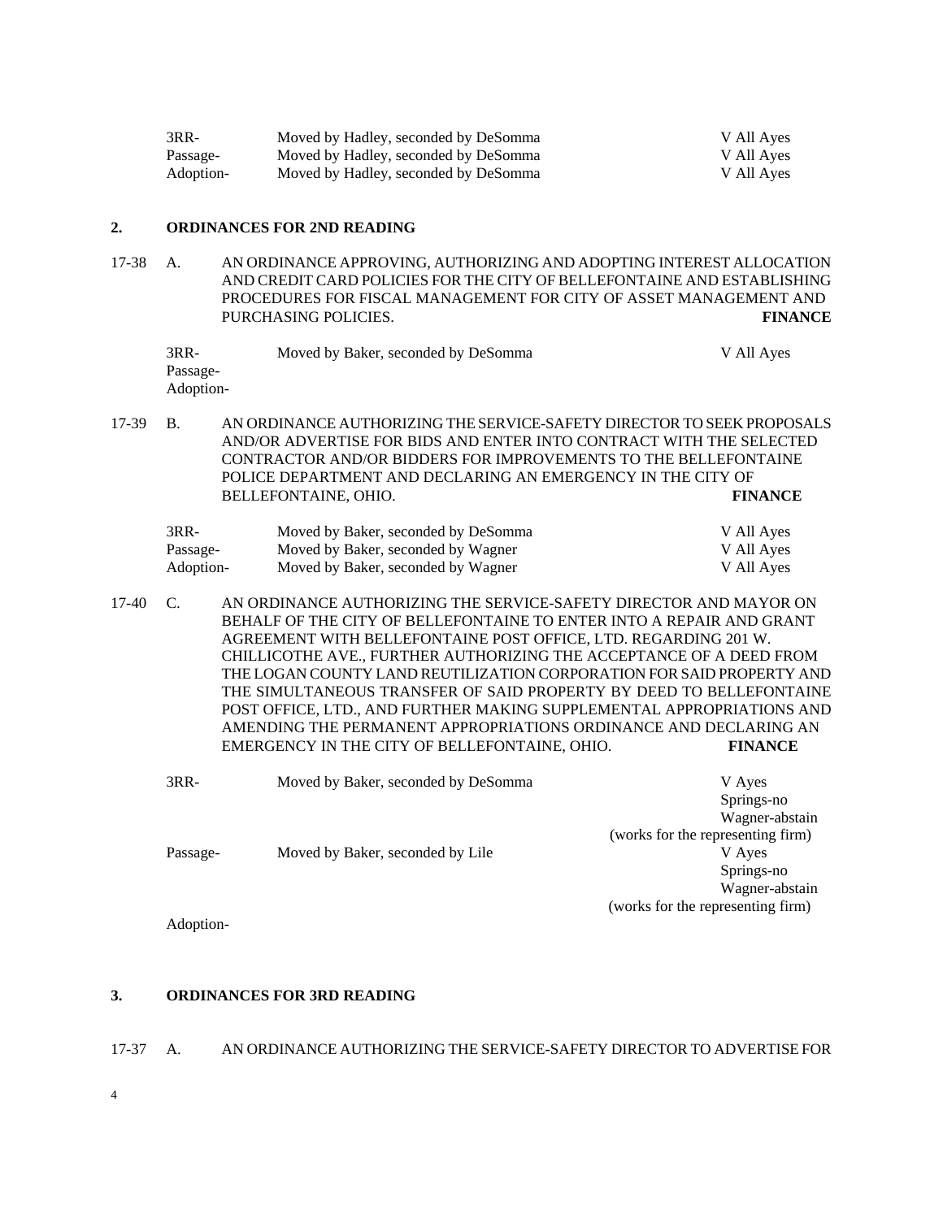| | | |
|---|---|---|
| 3RR- | Moved by Hadley, seconded by DeSomma | V All Ayes |
| Passage- | Moved by Hadley, seconded by DeSomma | V All Ayes |
| Adoption- | Moved by Hadley, seconded by DeSomma | V All Ayes |

**2. ORDINANCES FOR 2ND READING**

17-38 A. AN ORDINANCE APPROVING, AUTHORIZING AND ADOPTING INTEREST ALLOCATION AND CREDIT CARD POLICIES FOR THE CITY OF BELLEFONTAINE AND ESTABLISHING PROCEDURES FOR FISCAL MANAGEMENT FOR CITY OF ASSET MANAGEMENT AND PURCHASING POLICIES. **FINANCE**

| | | |
|---|---|---|
| 3RR- | Moved by Baker, seconded by DeSomma | V All Ayes |
| Passage- | | |
| Adoption- | | |

17-39 B. AN ORDINANCE AUTHORIZING THE SERVICE-SAFETY DIRECTOR TO SEEK PROPOSALS AND/OR ADVERTISE FOR BIDS AND ENTER INTO CONTRACT WITH THE SELECTED CONTRACTOR AND/OR BIDDERS FOR IMPROVEMENTS TO THE BELLEFONTAINE POLICE DEPARTMENT AND DECLARING AN EMERGENCY IN THE CITY OF BELLEFONTAINE, OHIO. **FINANCE**

| | | |
|---|---|---|
| 3RR- | Moved by Baker, seconded by DeSomma | V All Ayes |
| Passage- | Moved by Baker, seconded by Wagner | V All Ayes |
| Adoption- | Moved by Baker, seconded by Wagner | V All Ayes |

17-40 C. AN ORDINANCE AUTHORIZING THE SERVICE-SAFETY DIRECTOR AND MAYOR ON BEHALF OF THE CITY OF BELLEFONTAINE TO ENTER INTO A REPAIR AND GRANT AGREEMENT WITH BELLEFONTAINE POST OFFICE, LTD. REGARDING 201 W. CHILLICOTHE AVE., FURTHER AUTHORIZING THE ACCEPTANCE OF A DEED FROM THE LOGAN COUNTY LAND REUTILIZATION CORPORATION FOR SAID PROPERTY AND THE SIMULTANEOUS TRANSFER OF SAID PROPERTY BY DEED TO BELLEFONTAINE POST OFFICE, LTD., AND FURTHER MAKING SUPPLEMENTAL APPROPRIATIONS AND AMENDING THE PERMANENT APPROPRIATIONS ORDINANCE AND DECLARING AN EMERGENCY IN THE CITY OF BELLEFONTAINE, OHIO. **FINANCE**

| | | |
|---|---|---|
| 3RR- | Moved by Baker, seconded by DeSomma | V Ayes<br>Springs-no<br>Wagner-abstain<br>(works for the representing firm) |
| Passage- | Moved by Baker, seconded by Lile | V Ayes<br>Springs-no<br>Wagner-abstain<br>(works for the representing firm) |
| Adoption- | | |

**3. ORDINANCES FOR 3RD READING**

17-37 A. AN ORDINANCE AUTHORIZING THE SERVICE-SAFETY DIRECTOR TO ADVERTISE FOR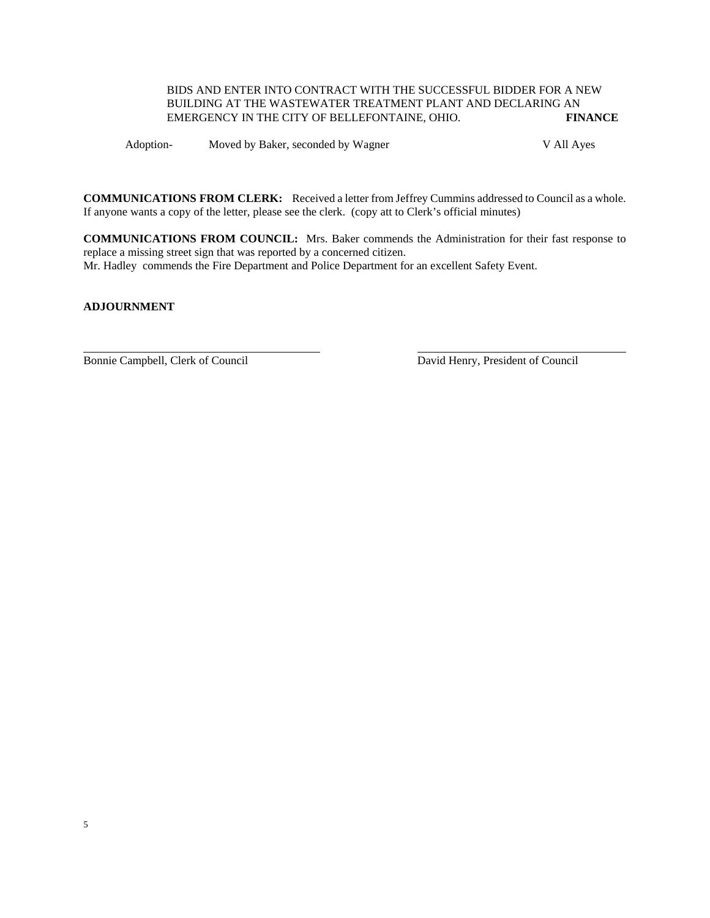BIDS AND ENTER INTO CONTRACT WITH THE SUCCESSFUL BIDDER FOR A NEW BUILDING AT THE WASTEWATER TREATMENT PLANT AND DECLARING AN EMERGENCY IN THE CITY OF BELLEFONTAINE, OHIO. **FINANCE**

Adoption- Moved by Baker, seconded by Wagner V All Ayes

**COMMUNICATIONS FROM CLERK:** Received a letter from Jeffrey Cummins addressed to Council as a whole. If anyone wants a copy of the letter, please see the clerk. (copy att to Clerk's official minutes)

**COMMUNICATIONS FROM COUNCIL:** Mrs. Baker commends the Administration for their fast response to replace a missing street sign that was reported by a concerned citizen.
Mr. Hadley commends the Fire Department and Police Department for an excellent Safety Event.

**ADJOURNMENT**

Bonnie Campbell, Clerk of Council

David Henry, President of Council